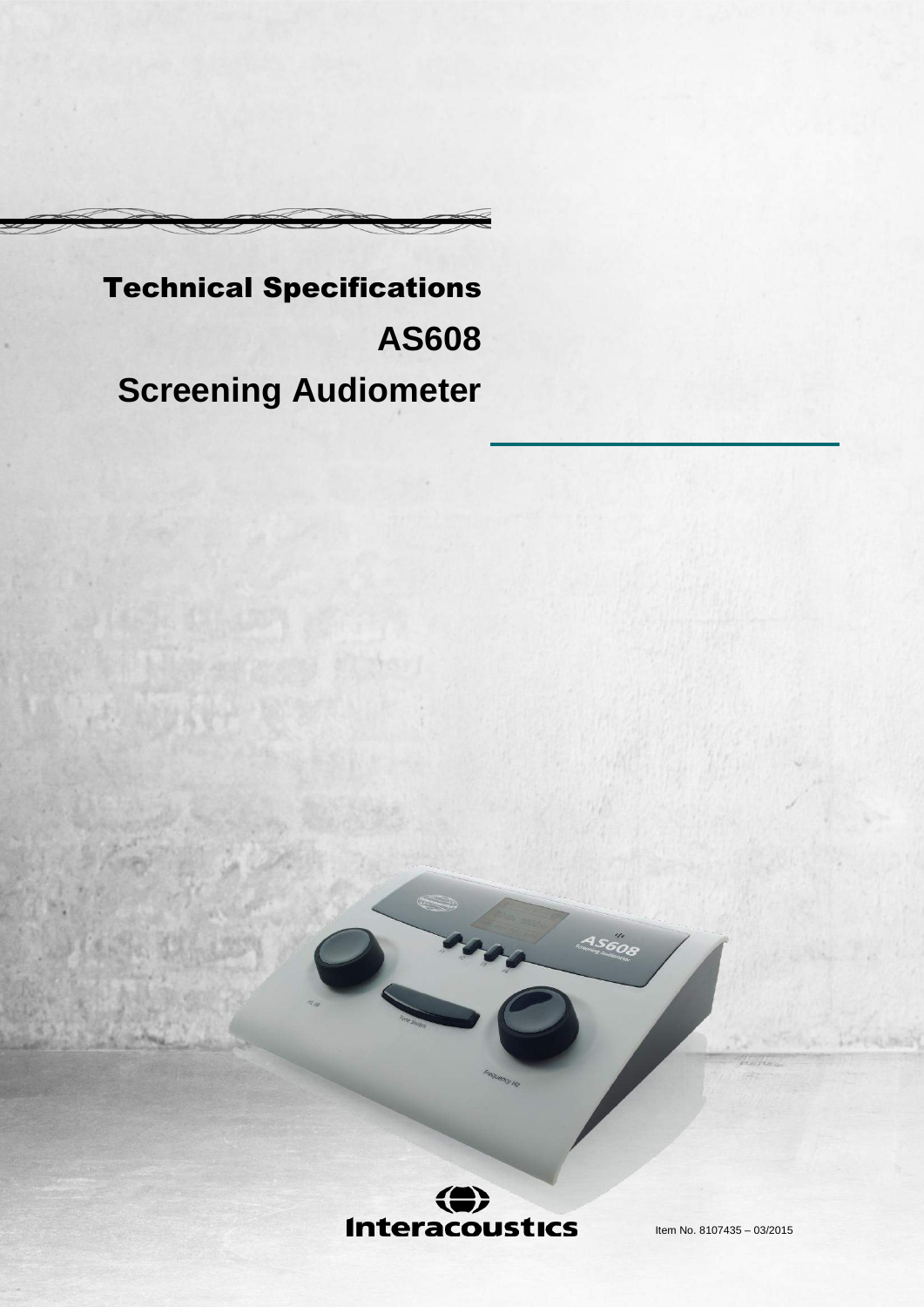# Technical Specifications

# AS608

# Screening Audiometer

Interacoustics

Item No. 8107435 – 03/2015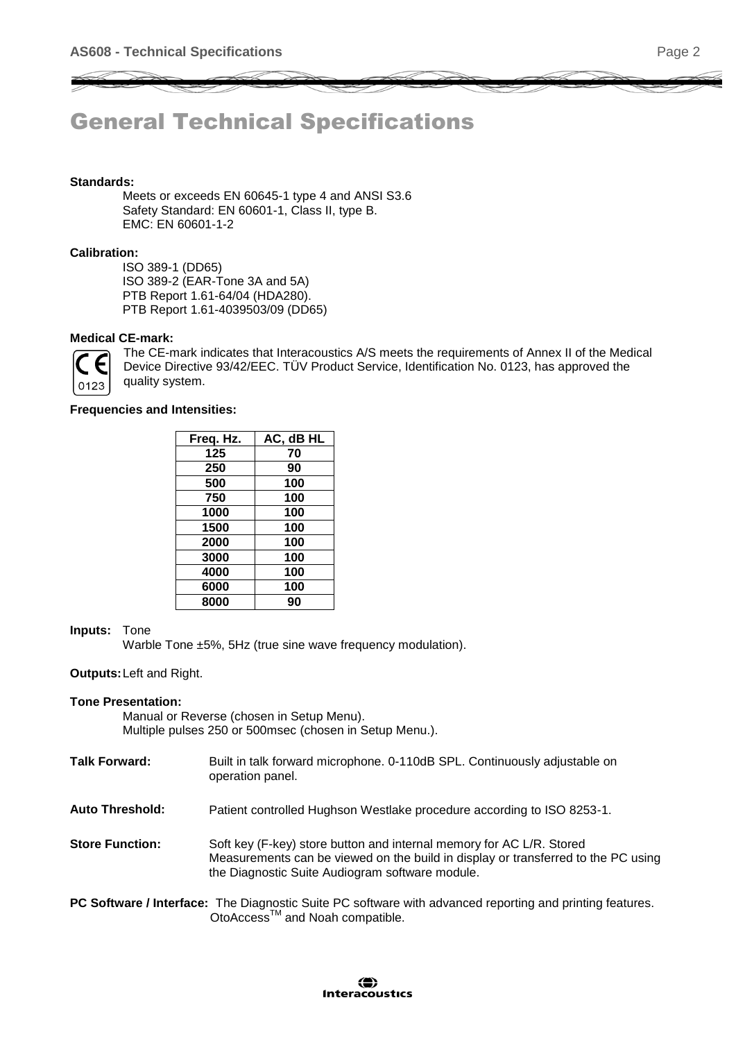# General Technical Specifications

**Standards:**

Meets or exceeds EN 60645-1 type 4 and ANSI S3.6
Safety Standard: EN 60601-1, Class II, type B.
EMC: EN 60601-1-2

**Calibration:**

ISO 389-1 (DD65)
ISO 389-2 (EAR-Tone 3A and 5A)
PTB Report 1.61-64/04 (HDA280).
PTB Report 1.61-4039503/09 (DD65)

**Medical CE-mark:**

CE 0123

The CE-mark indicates that Interacoustics A/S meets the requirements of Annex II of the Medical Device Directive 93/42/EEC. TÜV Product Service, Identification No. 0123, has approved the quality system.

**Frequencies and Intensities:**

| Freq. Hz. | AC, dB HL |
|---|---|
| 125 | 70 |
| 250 | 90 |
| 500 | 100 |
| 750 | 100 |
| 1000 | 100 |
| 1500 | 100 |
| 2000 | 100 |
| 3000 | 100 |
| 4000 | 100 |
| 6000 | 100 |
| 8000 | 90 |

**Inputs:** Tone
Warble Tone ±5%, 5Hz (true sine wave frequency modulation).

**Outputs:** Left and Right.

**Tone Presentation:**

Manual or Reverse (chosen in Setup Menu).
Multiple pulses 250 or 500msec (chosen in Setup Menu.).

**Talk Forward:** Built in talk forward microphone. 0-110dB SPL. Continuously adjustable on operation panel.

**Auto Threshold:** Patient controlled Hughson Westlake procedure according to ISO 8253-1.

**Store Function:** Soft key (F-key) store button and internal memory for AC L/R. Stored Measurements can be viewed on the build in display or transferred to the PC using the Diagnostic Suite Audiogram software module.

**PC Software / Interface:** The Diagnostic Suite PC software with advanced reporting and printing features. OtoAccess™ and Noah compatible.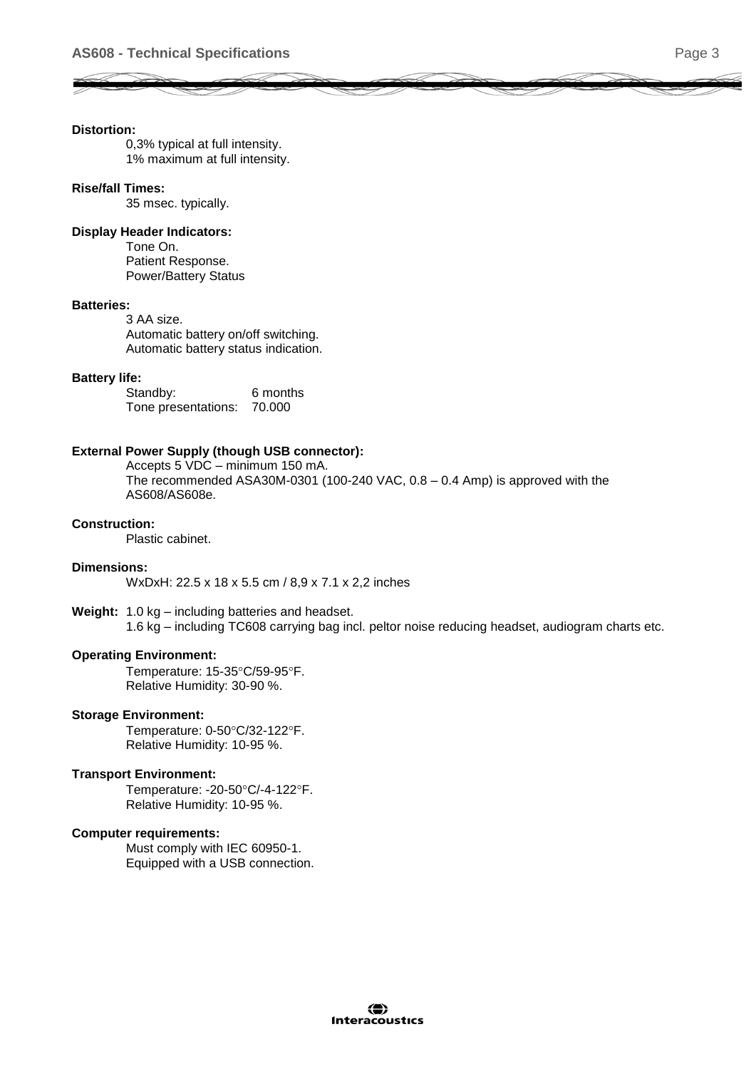**Distortion:**

0,3% typical at full intensity.
1% maximum at full intensity.

**Rise/fall Times:**

35 msec. typically.

**Display Header Indicators:**

Tone On.
Patient Response.
Power/Battery Status

**Batteries:**

3 AA size.
Automatic battery on/off switching.
Automatic battery status indication.

**Battery life:**

Standby: 6 months
Tone presentations: 70.000

**External Power Supply (though USB connector):**

Accepts 5 VDC – minimum 150 mA.
The recommended ASA30M-0301 (100-240 VAC, 0.8 – 0.4 Amp) is approved with the AS608/AS608e.

**Construction:**

Plastic cabinet.

**Dimensions:**

WxDxH: 22.5 x 18 x 5.5 cm / 8,9 x 7.1 x 2,2 inches

**Weight:** 1.0 kg – including batteries and headset.
1.6 kg – including TC608 carrying bag incl. peltor noise reducing headset, audiogram charts etc.

**Operating Environment:**

Temperature: 15-35°C/59-95°F.
Relative Humidity: 30-90 %.

**Storage Environment:**

Temperature: 0-50°C/32-122°F.
Relative Humidity: 10-95 %.

**Transport Environment:**

Temperature: -20-50°C/-4-122°F.
Relative Humidity: 10-95 %.

**Computer requirements:**

Must comply with IEC 60950-1.
Equipped with a USB connection.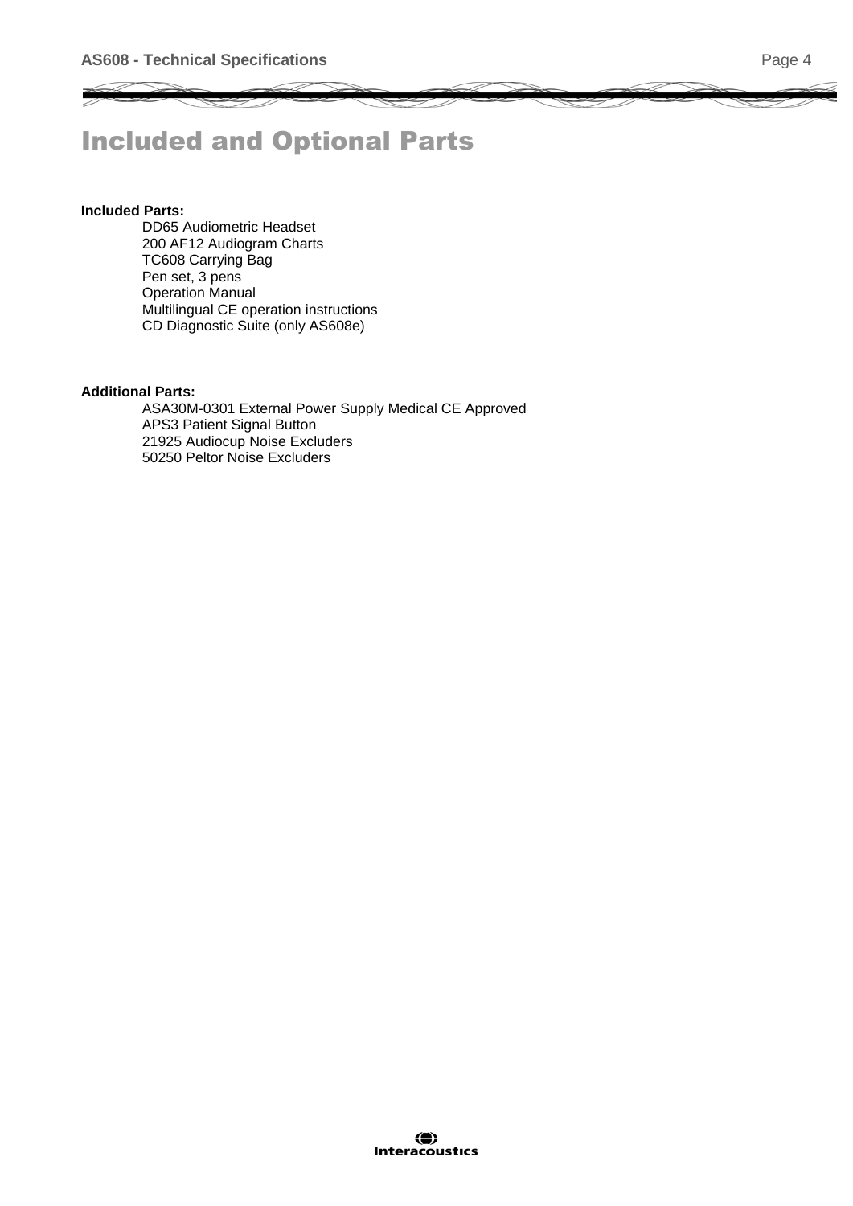# Included and Optional Parts

**Included Parts:**

DD65 Audiometric Headset
200 AF12 Audiogram Charts
TC608 Carrying Bag
Pen set, 3 pens
Operation Manual
Multilingual CE operation instructions
CD Diagnostic Suite (only AS608e)

**Additional Parts:**

ASA30M-0301 External Power Supply Medical CE Approved
APS3 Patient Signal Button
21925 Audiocup Noise Excluders
50250 Peltor Noise Excluders